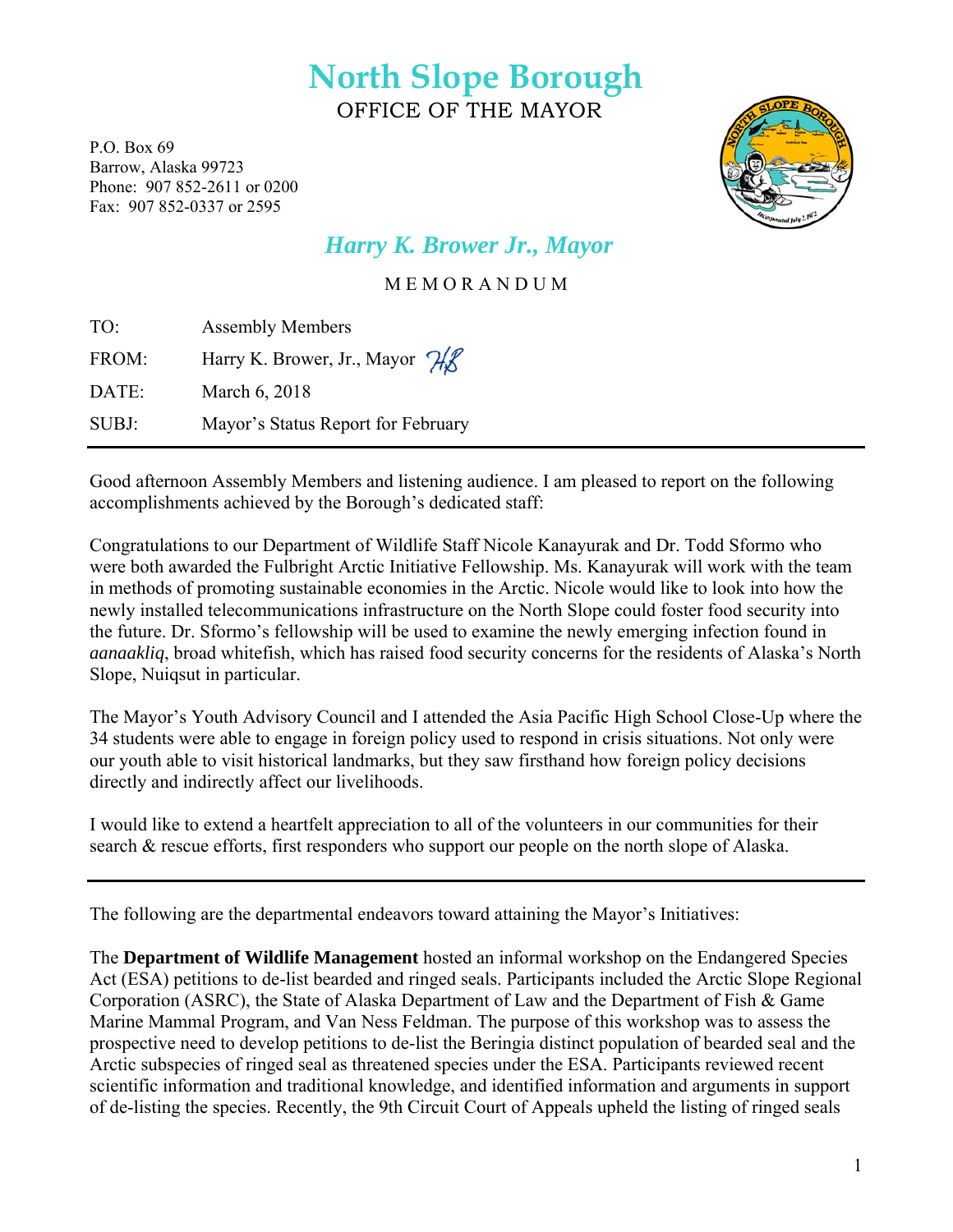# North Slope Borough

OFFICE OF THE MAYOR

P.O. Box 69
Barrow, Alaska 99723
Phone: 907 852-2611 or 0200
Fax: 907 852-0337 or 2595

## *Harry K. Brower Jr., Mayor*

M E M O R A N D U M

| | |
|---|---|
| TO: | Assembly Members |
| FROM: | Harry K. Brower, Jr., Mayor |
| DATE: | March 6, 2018 |
| SUBJ: | Mayor's Status Report for February |

---

Good afternoon Assembly Members and listening audience. I am pleased to report on the following accomplishments achieved by the Borough's dedicated staff:

Congratulations to our Department of Wildlife Staff Nicole Kanayurak and Dr. Todd Sformo who were both awarded the Fulbright Arctic Initiative Fellowship. Ms. Kanayurak will work with the team in methods of promoting sustainable economies in the Arctic. Nicole would like to look into how the newly installed telecommunications infrastructure on the North Slope could foster food security into the future. Dr. Sformo's fellowship will be used to examine the newly emerging infection found in *aanaakliq*, broad whitefish, which has raised food security concerns for the residents of Alaska's North Slope, Nuiqsut in particular.

The Mayor's Youth Advisory Council and I attended the Asia Pacific High School Close-Up where the 34 students were able to engage in foreign policy used to respond in crisis situations. Not only were our youth able to visit historical landmarks, but they saw firsthand how foreign policy decisions directly and indirectly affect our livelihoods.

I would like to extend a heartfelt appreciation to all of the volunteers in our communities for their search & rescue efforts, first responders who support our people on the north slope of Alaska.

---

The following are the departmental endeavors toward attaining the Mayor's Initiatives:

The **Department of Wildlife Management** hosted an informal workshop on the Endangered Species Act (ESA) petitions to de-list bearded and ringed seals. Participants included the Arctic Slope Regional Corporation (ASRC), the State of Alaska Department of Law and the Department of Fish & Game Marine Mammal Program, and Van Ness Feldman. The purpose of this workshop was to assess the prospective need to develop petitions to de-list the Beringia distinct population of bearded seal and the Arctic subspecies of ringed seal as threatened species under the ESA. Participants reviewed recent scientific information and traditional knowledge, and identified information and arguments in support of de-listing the species. Recently, the 9th Circuit Court of Appeals upheld the listing of ringed seals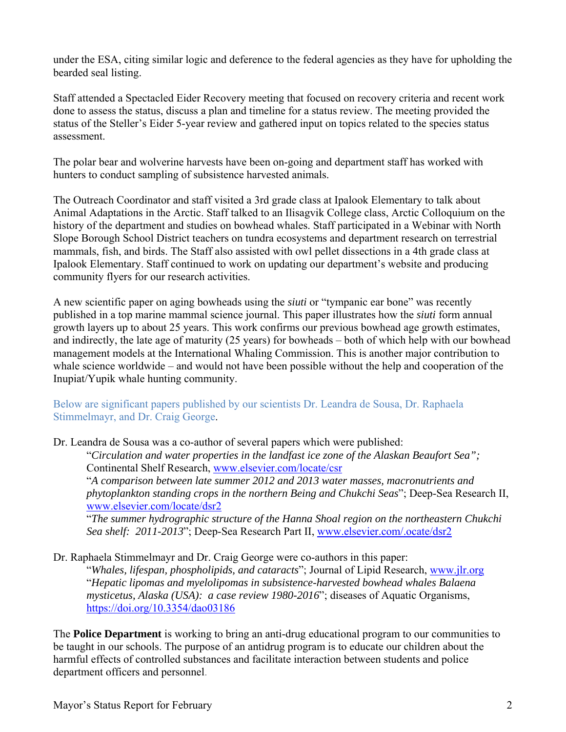under the ESA, citing similar logic and deference to the federal agencies as they have for upholding the bearded seal listing.

Staff attended a Spectacled Eider Recovery meeting that focused on recovery criteria and recent work done to assess the status, discuss a plan and timeline for a status review. The meeting provided the status of the Steller's Eider 5-year review and gathered input on topics related to the species status assessment.

The polar bear and wolverine harvests have been on-going and department staff has worked with hunters to conduct sampling of subsistence harvested animals.

The Outreach Coordinator and staff visited a 3rd grade class at Ipalook Elementary to talk about Animal Adaptations in the Arctic. Staff talked to an Ilisagvik College class, Arctic Colloquium on the history of the department and studies on bowhead whales. Staff participated in a Webinar with North Slope Borough School District teachers on tundra ecosystems and department research on terrestrial mammals, fish, and birds. The Staff also assisted with owl pellet dissections in a 4th grade class at Ipalook Elementary. Staff continued to work on updating our department's website and producing community flyers for our research activities.

A new scientific paper on aging bowheads using the *siuti* or "tympanic ear bone" was recently published in a top marine mammal science journal. This paper illustrates how the *siuti* form annual growth layers up to about 25 years. This work confirms our previous bowhead age growth estimates, and indirectly, the late age of maturity (25 years) for bowheads – both of which help with our bowhead management models at the International Whaling Commission. This is another major contribution to whale science worldwide – and would not have been possible without the help and cooperation of the Inupiat/Yupik whale hunting community.

Below are significant papers published by our scientists Dr. Leandra de Sousa, Dr. Raphaela Stimmelmayr, and Dr. Craig George.

Dr. Leandra de Sousa was a co-author of several papers which were published:

> "*Circulation and water properties in the landfast ice zone of the Alaskan Beaufort Sea";* Continental Shelf Research, www.elsevier.com/locate/csr
> "*A comparison between late summer 2012 and 2013 water masses, macronutrients and phytoplankton standing crops in the northern Being and Chukchi Seas*"; Deep-Sea Research II, www.elsevier.com/locate/dsr2
> "*The summer hydrographic structure of the Hanna Shoal region on the northeastern Chukchi Sea shelf: 2011-2013*"; Deep-Sea Research Part II, www.elsevier.com/.ocate/dsr2

Dr. Raphaela Stimmelmayr and Dr. Craig George were co-authors in this paper:

> "*Whales, lifespan, phospholipids, and cataracts*"; Journal of Lipid Research, www.jlr.org
> "*Hepatic lipomas and myelolipomas in subsistence-harvested bowhead whales Balaena mysticetus, Alaska (USA): a case review 1980-2016*"; diseases of Aquatic Organisms, https://doi.org/10.3354/dao03186

The **Police Department** is working to bring an anti-drug educational program to our communities to be taught in our schools. The purpose of an antidrug program is to educate our children about the harmful effects of controlled substances and facilitate interaction between students and police department officers and personnel.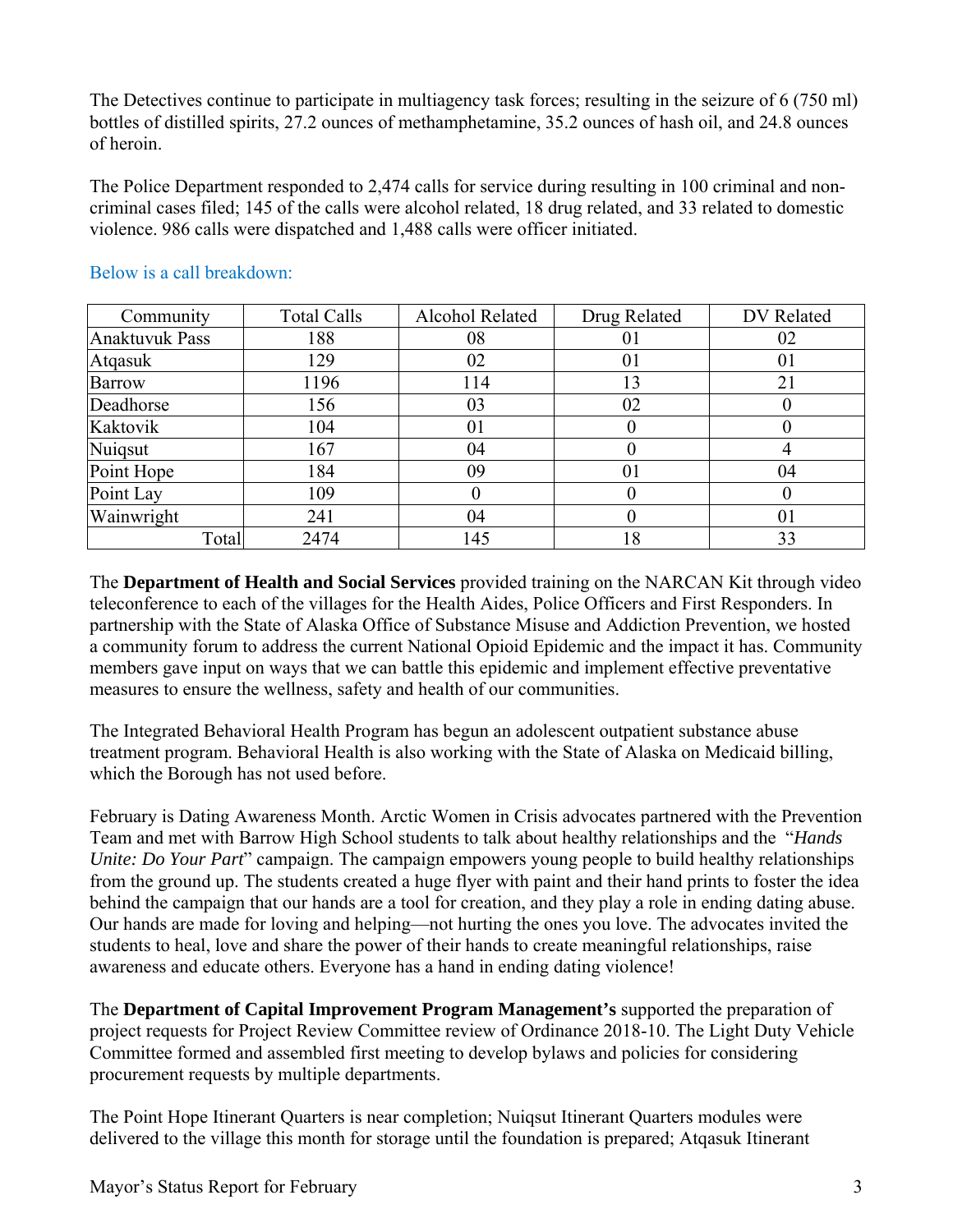The Detectives continue to participate in multiagency task forces; resulting in the seizure of 6 (750 ml) bottles of distilled spirits, 27.2 ounces of methamphetamine, 35.2 ounces of hash oil, and 24.8 ounces of heroin.

The Police Department responded to 2,474 calls for service during resulting in 100 criminal and non-criminal cases filed; 145 of the calls were alcohol related, 18 drug related, and 33 related to domestic violence. 986 calls were dispatched and 1,488 calls were officer initiated.

Below is a call breakdown:

| Community | Total Calls | Alcohol Related | Drug Related | DV Related |
|---|---|---|---|---|
| Anaktuvuk Pass | 188 | 08 | 01 | 02 |
| Atqasuk | 129 | 02 | 01 | 01 |
| Barrow | 1196 | 114 | 13 | 21 |
| Deadhorse | 156 | 03 | 02 | 0 |
| Kaktovik | 104 | 01 | 0 | 0 |
| Nuiqsut | 167 | 04 | 0 | 4 |
| Point Hope | 184 | 09 | 01 | 04 |
| Point Lay | 109 | 0 | 0 | 0 |
| Wainwright | 241 | 04 | 0 | 01 |
| Total | 2474 | 145 | 18 | 33 |

The **Department of Health and Social Services** provided training on the NARCAN Kit through video teleconference to each of the villages for the Health Aides, Police Officers and First Responders. In partnership with the State of Alaska Office of Substance Misuse and Addiction Prevention, we hosted a community forum to address the current National Opioid Epidemic and the impact it has. Community members gave input on ways that we can battle this epidemic and implement effective preventative measures to ensure the wellness, safety and health of our communities.

The Integrated Behavioral Health Program has begun an adolescent outpatient substance abuse treatment program. Behavioral Health is also working with the State of Alaska on Medicaid billing, which the Borough has not used before.

February is Dating Awareness Month. Arctic Women in Crisis advocates partnered with the Prevention Team and met with Barrow High School students to talk about healthy relationships and the "*Hands Unite: Do Your Part*" campaign. The campaign empowers young people to build healthy relationships from the ground up. The students created a huge flyer with paint and their hand prints to foster the idea behind the campaign that our hands are a tool for creation, and they play a role in ending dating abuse. Our hands are made for loving and helping—not hurting the ones you love. The advocates invited the students to heal, love and share the power of their hands to create meaningful relationships, raise awareness and educate others. Everyone has a hand in ending dating violence!

The **Department of Capital Improvement Program Management's** supported the preparation of project requests for Project Review Committee review of Ordinance 2018-10. The Light Duty Vehicle Committee formed and assembled first meeting to develop bylaws and policies for considering procurement requests by multiple departments.

The Point Hope Itinerant Quarters is near completion; Nuiqsut Itinerant Quarters modules were delivered to the village this month for storage until the foundation is prepared; Atqasuk Itinerant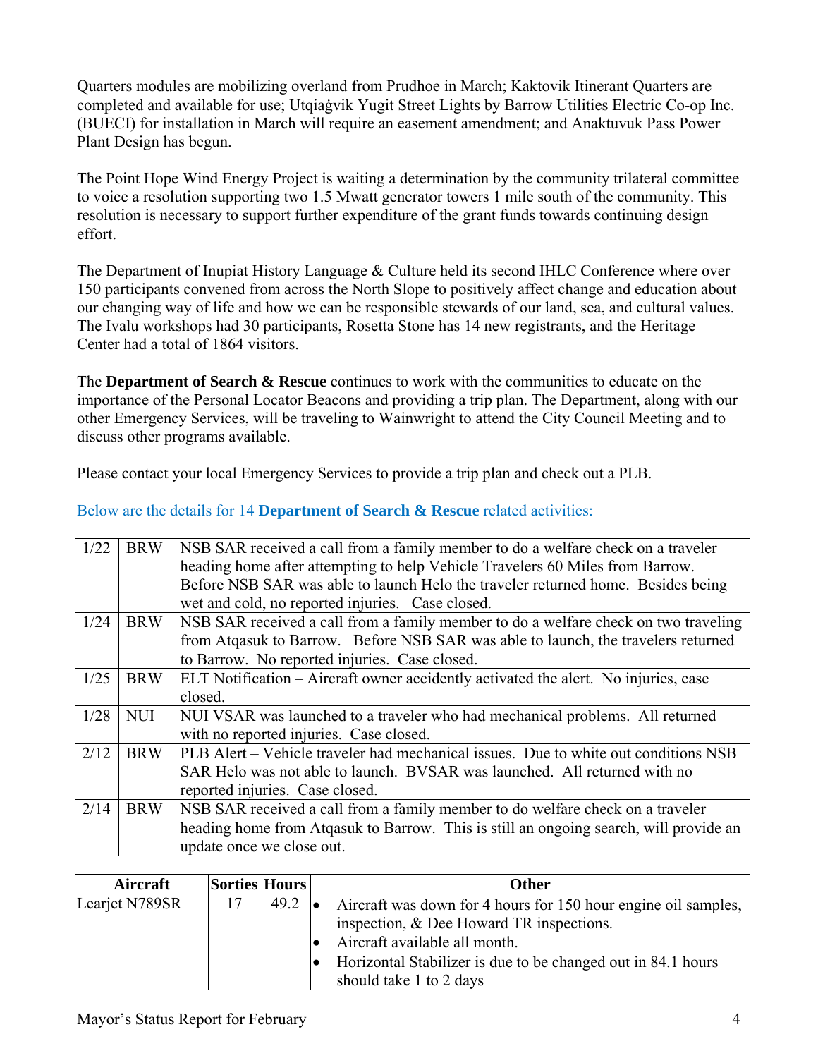Quarters modules are mobilizing overland from Prudhoe in March; Kaktovik Itinerant Quarters are completed and available for use; Utqiaġvik Yugit Street Lights by Barrow Utilities Electric Co-op Inc. (BUECI) for installation in March will require an easement amendment; and Anaktuvuk Pass Power Plant Design has begun.

The Point Hope Wind Energy Project is waiting a determination by the community trilateral committee to voice a resolution supporting two 1.5 Mwatt generator towers 1 mile south of the community. This resolution is necessary to support further expenditure of the grant funds towards continuing design effort.

The Department of Inupiat History Language & Culture held its second IHLC Conference where over 150 participants convened from across the North Slope to positively affect change and education about our changing way of life and how we can be responsible stewards of our land, sea, and cultural values. The Ivalu workshops had 30 participants, Rosetta Stone has 14 new registrants, and the Heritage Center had a total of 1864 visitors.

The **Department of Search & Rescue** continues to work with the communities to educate on the importance of the Personal Locator Beacons and providing a trip plan. The Department, along with our other Emergency Services, will be traveling to Wainwright to attend the City Council Meeting and to discuss other programs available.

Please contact your local Emergency Services to provide a trip plan and check out a PLB.

Below are the details for 14 **Department of Search & Rescue** related activities:

| | | |
|---|---|---|
| 1/22 | BRW | NSB SAR received a call from a family member to do a welfare check on a traveler heading home after attempting to help Vehicle Travelers 60 Miles from Barrow. Before NSB SAR was able to launch Helo the traveler returned home. Besides being wet and cold, no reported injuries. Case closed. |
| 1/24 | BRW | NSB SAR received a call from a family member to do a welfare check on two traveling from Atqasuk to Barrow. Before NSB SAR was able to launch, the travelers returned to Barrow. No reported injuries. Case closed. |
| 1/25 | BRW | ELT Notification – Aircraft owner accidently activated the alert. No injuries, case closed. |
| 1/28 | NUI | NUI VSAR was launched to a traveler who had mechanical problems. All returned with no reported injuries. Case closed. |
| 2/12 | BRW | PLB Alert – Vehicle traveler had mechanical issues. Due to white out conditions NSB SAR Helo was not able to launch. BVSAR was launched. All returned with no reported injuries. Case closed. |
| 2/14 | BRW | NSB SAR received a call from a family member to do welfare check on a traveler heading home from Atqasuk to Barrow. This is still an ongoing search, will provide an update once we close out. |

| Aircraft | Sorties | Hours | Other |
|---|---|---|---|
| Learjet N789SR | 17 | 49.2 | • Aircraft was down for 4 hours for 150 hour engine oil samples, inspection, & Dee Howard TR inspections.<br>• Aircraft available all month.<br>• Horizontal Stabilizer is due to be changed out in 84.1 hours should take 1 to 2 days |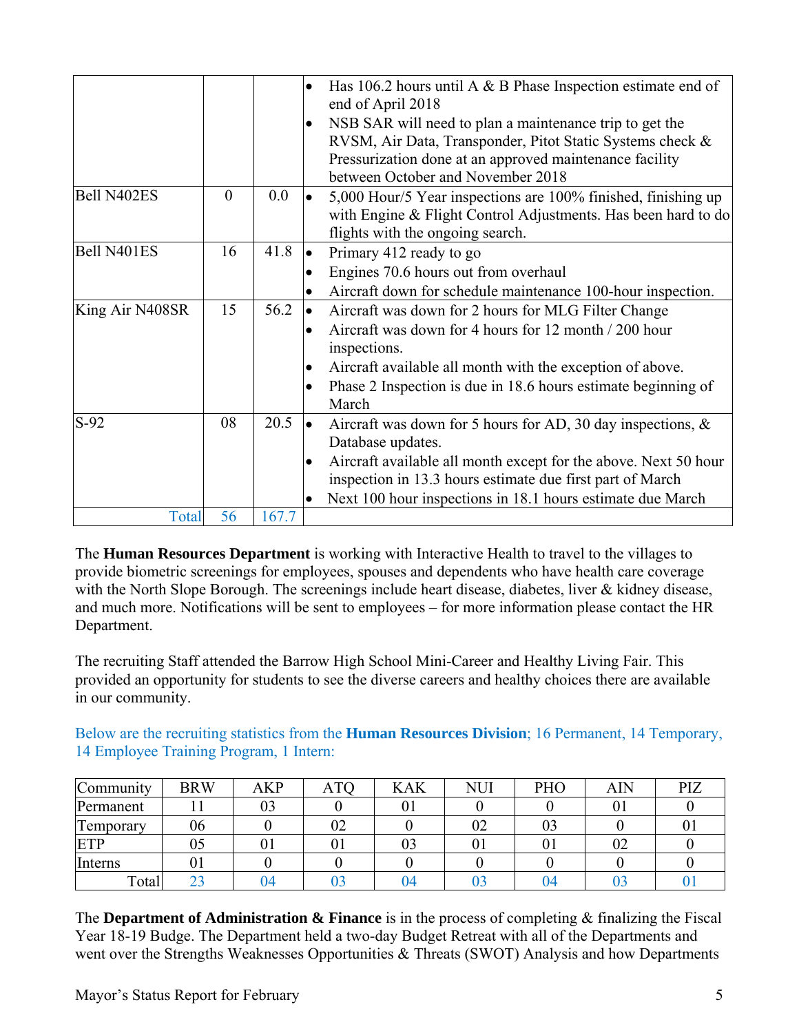| | | | |
|---|---|---|---|
| | | | • Has 106.2 hours until A & B Phase Inspection estimate end of end of April 2018<br>• NSB SAR will need to plan a maintenance trip to get the RVSM, Air Data, Transponder, Pitot Static Systems check & Pressurization done at an approved maintenance facility between October and November 2018 |
| Bell N402ES | 0 | 0.0 | • 5,000 Hour/5 Year inspections are 100% finished, finishing up with Engine & Flight Control Adjustments. Has been hard to do flights with the ongoing search. |
| Bell N401ES | 16 | 41.8 | • Primary 412 ready to go<br>• Engines 70.6 hours out from overhaul<br>• Aircraft down for schedule maintenance 100-hour inspection. |
| King Air N408SR | 15 | 56.2 | • Aircraft was down for 2 hours for MLG Filter Change<br>• Aircraft was down for 4 hours for 12 month / 200 hour inspections.<br>• Aircraft available all month with the exception of above.<br>• Phase 2 Inspection is due in 18.6 hours estimate beginning of March |
| S-92 | 08 | 20.5 | • Aircraft was down for 5 hours for AD, 30 day inspections, & Database updates.<br>• Aircraft available all month except for the above. Next 50 hour inspection in 13.3 hours estimate due first part of March<br>• Next 100 hour inspections in 18.1 hours estimate due March |
| Total | 56 | 167.7 | |

The **Human Resources Department** is working with Interactive Health to travel to the villages to provide biometric screenings for employees, spouses and dependents who have health care coverage with the North Slope Borough. The screenings include heart disease, diabetes, liver & kidney disease, and much more. Notifications will be sent to employees – for more information please contact the HR Department.

The recruiting Staff attended the Barrow High School Mini-Career and Healthy Living Fair. This provided an opportunity for students to see the diverse careers and healthy choices there are available in our community.

Below are the recruiting statistics from the **Human Resources Division**; 16 Permanent, 14 Temporary, 14 Employee Training Program, 1 Intern:

| Community | BRW | AKP | ATQ | KAK | NUI | PHO | AIN | PIZ |
|---|---|---|---|---|---|---|---|---|
| Permanent | 11 | 03 | 0 | 01 | 0 | 0 | 01 | 0 |
| Temporary | 06 | 0 | 02 | 0 | 02 | 03 | 0 | 01 |
| ETP | 05 | 01 | 01 | 03 | 01 | 01 | 02 | 0 |
| Interns | 01 | 0 | 0 | 0 | 0 | 0 | 0 | 0 |
| Total | 23 | 04 | 03 | 04 | 03 | 04 | 03 | 01 |

The **Department of Administration & Finance** is in the process of completing & finalizing the Fiscal Year 18-19 Budge. The Department held a two-day Budget Retreat with all of the Departments and went over the Strengths Weaknesses Opportunities & Threats (SWOT) Analysis and how Departments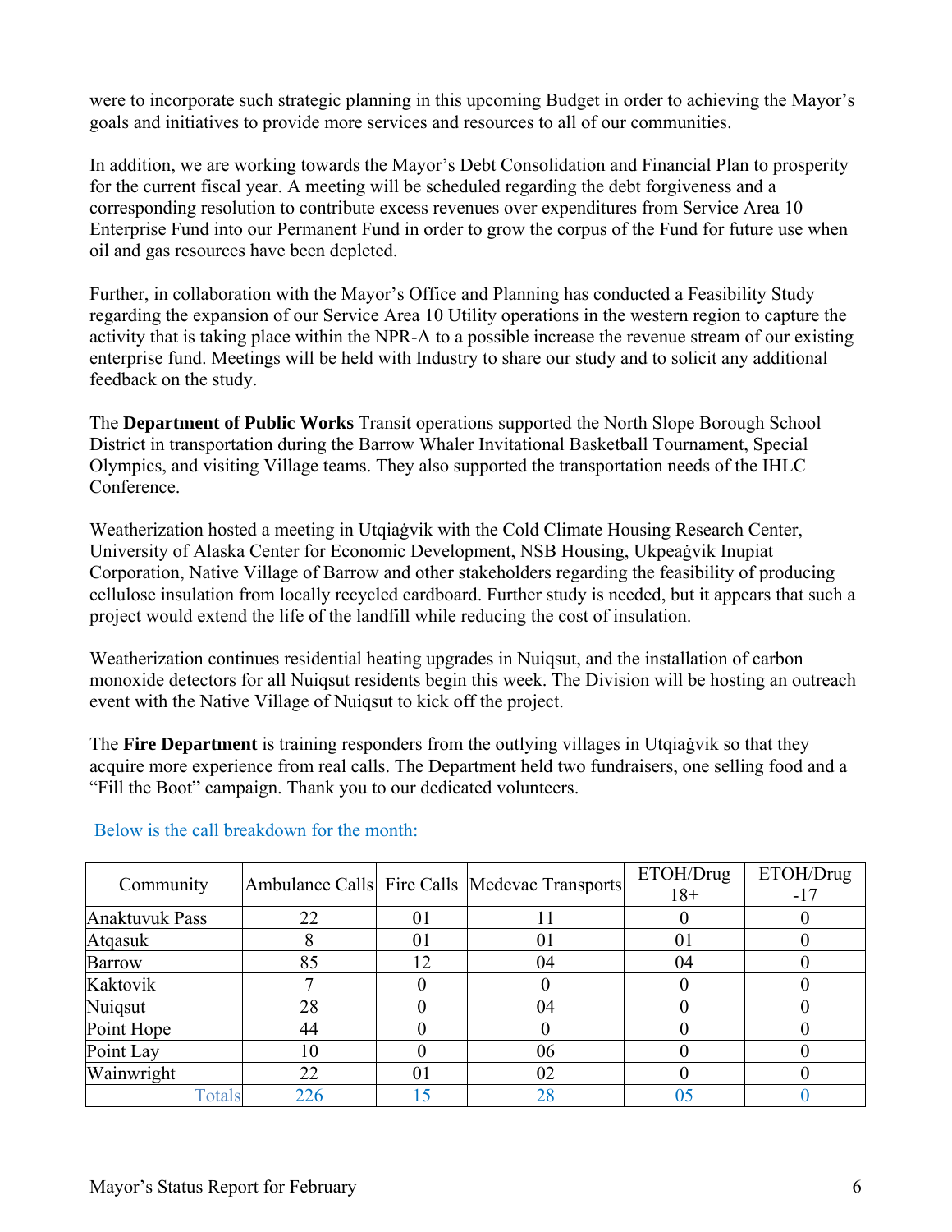were to incorporate such strategic planning in this upcoming Budget in order to achieving the Mayor's goals and initiatives to provide more services and resources to all of our communities.

In addition, we are working towards the Mayor's Debt Consolidation and Financial Plan to prosperity for the current fiscal year. A meeting will be scheduled regarding the debt forgiveness and a corresponding resolution to contribute excess revenues over expenditures from Service Area 10 Enterprise Fund into our Permanent Fund in order to grow the corpus of the Fund for future use when oil and gas resources have been depleted.

Further, in collaboration with the Mayor's Office and Planning has conducted a Feasibility Study regarding the expansion of our Service Area 10 Utility operations in the western region to capture the activity that is taking place within the NPR-A to a possible increase the revenue stream of our existing enterprise fund. Meetings will be held with Industry to share our study and to solicit any additional feedback on the study.

The **Department of Public Works** Transit operations supported the North Slope Borough School District in transportation during the Barrow Whaler Invitational Basketball Tournament, Special Olympics, and visiting Village teams. They also supported the transportation needs of the IHLC Conference.

Weatherization hosted a meeting in Utqiaġvik with the Cold Climate Housing Research Center, University of Alaska Center for Economic Development, NSB Housing, Ukpeaġvik Inupiat Corporation, Native Village of Barrow and other stakeholders regarding the feasibility of producing cellulose insulation from locally recycled cardboard. Further study is needed, but it appears that such a project would extend the life of the landfill while reducing the cost of insulation.

Weatherization continues residential heating upgrades in Nuiqsut, and the installation of carbon monoxide detectors for all Nuiqsut residents begin this week. The Division will be hosting an outreach event with the Native Village of Nuiqsut to kick off the project.

The **Fire Department** is training responders from the outlying villages in Utqiaġvik so that they acquire more experience from real calls. The Department held two fundraisers, one selling food and a "Fill the Boot" campaign. Thank you to our dedicated volunteers.

Below is the call breakdown for the month:

| Community | Ambulance Calls | Fire Calls | Medevac Transports | ETOH/Drug 18+ | ETOH/Drug -17 |
|---|---|---|---|---|---|
| Anaktuvuk Pass | 22 | 01 | 11 | 0 | 0 |
| Atqasuk | 8 | 01 | 01 | 01 | 0 |
| Barrow | 85 | 12 | 04 | 04 | 0 |
| Kaktovik | 7 | 0 | 0 | 0 | 0 |
| Nuiqsut | 28 | 0 | 04 | 0 | 0 |
| Point Hope | 44 | 0 | 0 | 0 | 0 |
| Point Lay | 10 | 0 | 06 | 0 | 0 |
| Wainwright | 22 | 01 | 02 | 0 | 0 |
| Totals | 226 | 15 | 28 | 05 | 0 |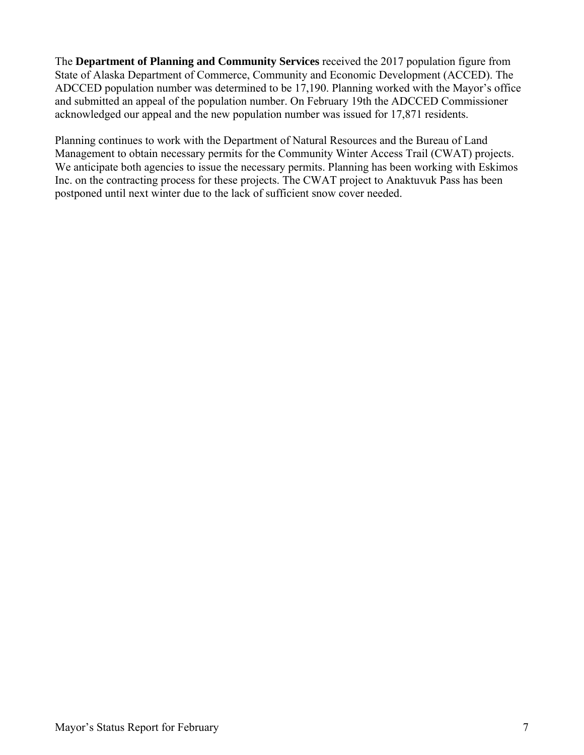The **Department of Planning and Community Services** received the 2017 population figure from State of Alaska Department of Commerce, Community and Economic Development (ACCED). The ADCCED population number was determined to be 17,190. Planning worked with the Mayor's office and submitted an appeal of the population number. On February 19th the ADCCED Commissioner acknowledged our appeal and the new population number was issued for 17,871 residents.

Planning continues to work with the Department of Natural Resources and the Bureau of Land Management to obtain necessary permits for the Community Winter Access Trail (CWAT) projects. We anticipate both agencies to issue the necessary permits. Planning has been working with Eskimos Inc. on the contracting process for these projects. The CWAT project to Anaktuvuk Pass has been postponed until next winter due to the lack of sufficient snow cover needed.